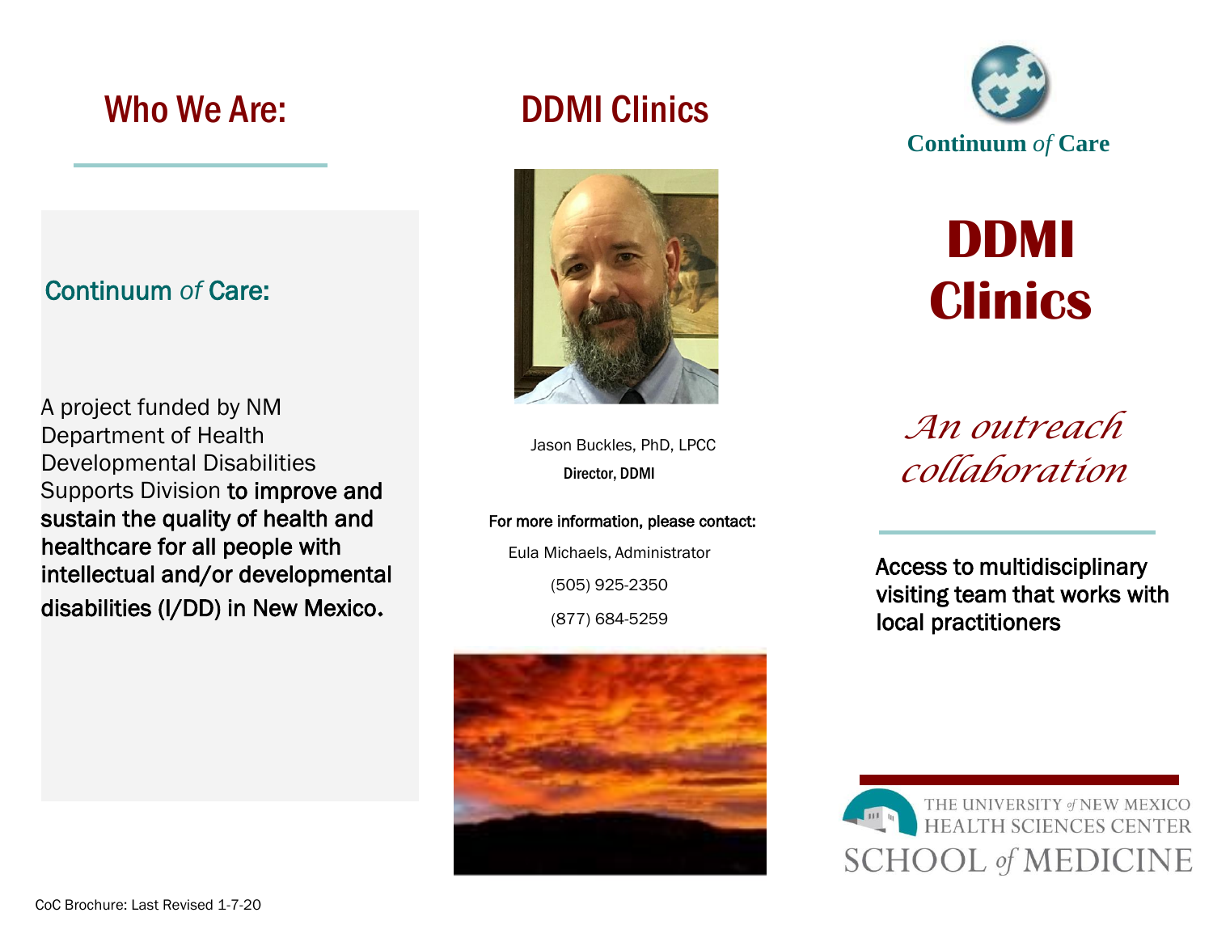## Who We Are:

### Continuum *of* Care:

A project funded by NM Department of Health Developmental Disabilities Supports Division **to improve and sustain the quality of health and healthcare for all people with intellectual and/or developmental disabilities (I/DD) in New Mexico.**

## DDMI Clinics

Jason Buckles, PhD, LPCC

Director, DDMI

**For more information, please contact:**

Eula Michaels, Administrator

(505) 925-2350

(877) 684-5259

**Continuum *of* Care**

# DDMI Clinics

*An outreach collaboration*

Access to multidisciplinary visiting team that works with local practitioners

THE UNIVERSITY *of* NEW MEXICO HEALTH SCIENCES CENTER

SCHOOL *of* MEDICINE

CoC Brochure: Last Revised 1-7-20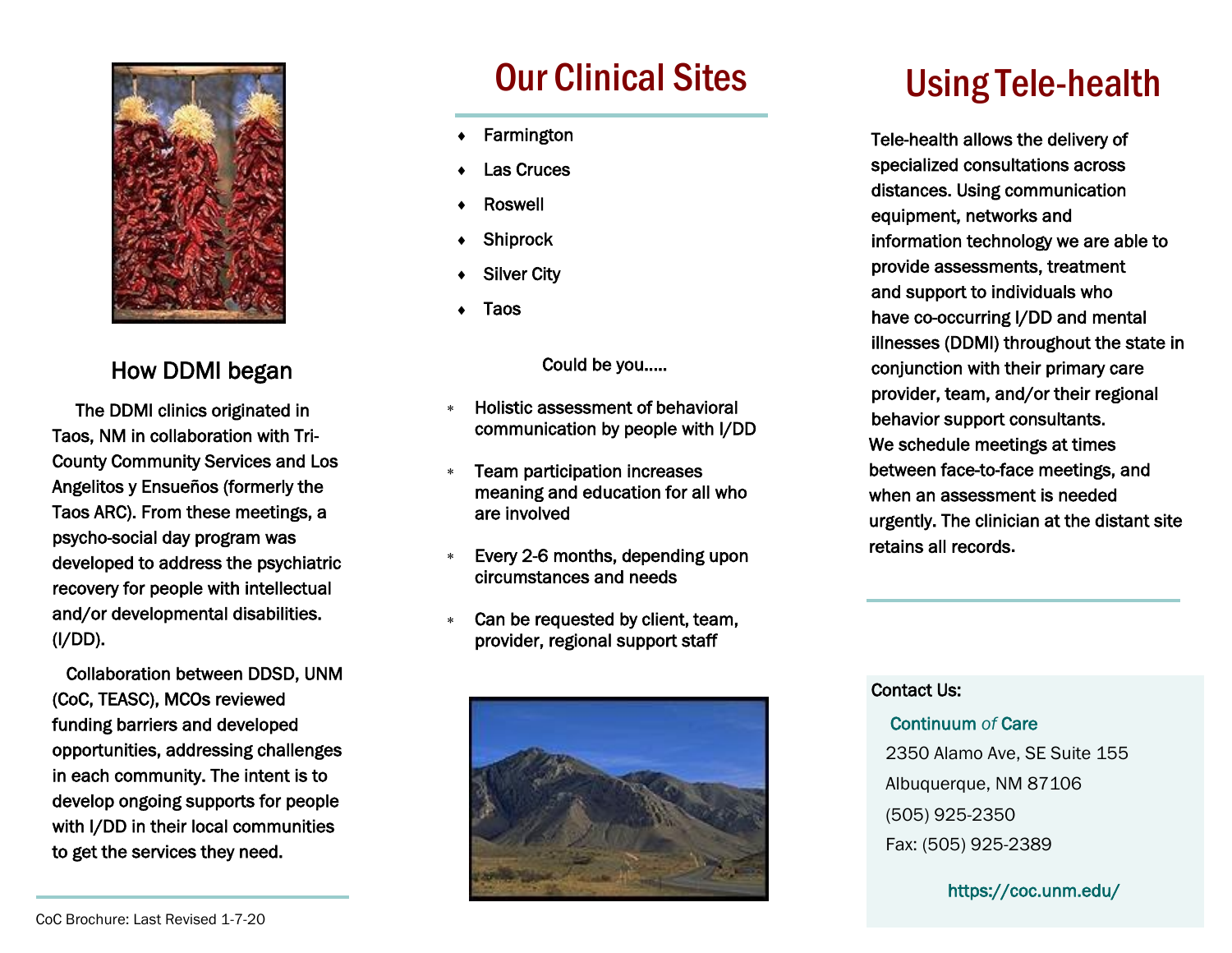## How DDMI began

The DDMI clinics originated in Taos, NM in collaboration with Tri-County Community Services and Los Angelitos y Ensueños (formerly the Taos ARC). From these meetings, a psycho-social day program was developed to address the psychiatric recovery for people with intellectual and/or developmental disabilities. (I/DD).

Collaboration between DDSD, UNM (CoC, TEASC), MCOs reviewed funding barriers and developed opportunities, addressing challenges in each community. The intent is to develop ongoing supports for people with I/DD in their local communities to get the services they need.

CoC Brochure: Last Revised 1-7-20

# Our Clinical Sites

- Farmington
- Las Cruces
- Roswell
- Shiprock
- Silver City
- Taos

Could be you.....

- Holistic assessment of behavioral communication by people with I/DD
- Team participation increases meaning and education for all who are involved
- Every 2-6 months, depending upon circumstances and needs
- Can be requested by client, team, provider, regional support staff

# Using Tele-health

Tele-health allows the delivery of specialized consultations across distances. Using communication equipment, networks and information technology we are able to provide assessments, treatment and support to individuals who have co-occurring I/DD and mental illnesses (DDMI) throughout the state in conjunction with their primary care provider, team, and/or their regional behavior support consultants. We schedule meetings at times between face-to-face meetings, and when an assessment is needed urgently. The clinician at the distant site retains all records.

Contact Us:

Continuum *of* Care

2350 Alamo Ave, SE Suite 155

Albuquerque, NM 87106

(505) 925-2350

Fax: (505) 925-2389

https://coc.unm.edu/